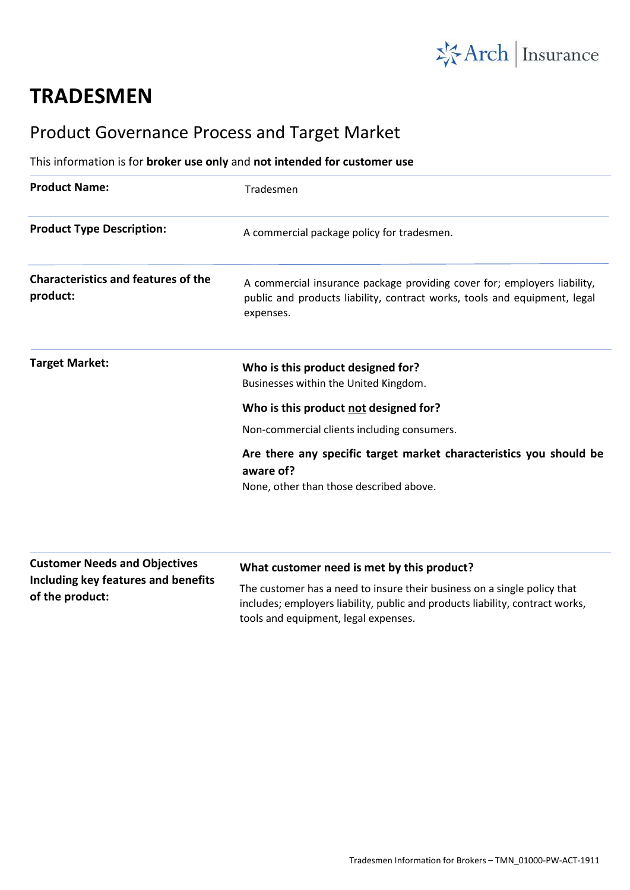# TRADESMEN

## Product Governance Process and Target Market

This information is for **broker use only** and **not intended for customer use**

| | |
|---|---|
| **Product Name:** | Tradesmen |
| **Product Type Description:** | A commercial package policy for tradesmen. |
| **Characteristics and features of the product:** | A commercial insurance package providing cover for; employers liability, public and products liability, contract works, tools and equipment, legal expenses. |
| **Target Market:** | **Who is this product designed for?**<br>Businesses within the United Kingdom.<br><br>**Who is this product <u>not</u> designed for?**<br>Non-commercial clients including consumers.<br><br>**Are there any specific target market characteristics you should be aware of?**<br>None, other than those described above. |
| **Customer Needs and Objectives Including key features and benefits of the product:** | **What customer need is met by this product?**<br>The customer has a need to insure their business on a single policy that includes; employers liability, public and products liability, contract works, tools and equipment, legal expenses. |

Tradesmen Information for Brokers – TMN_01000-PW-ACT-1911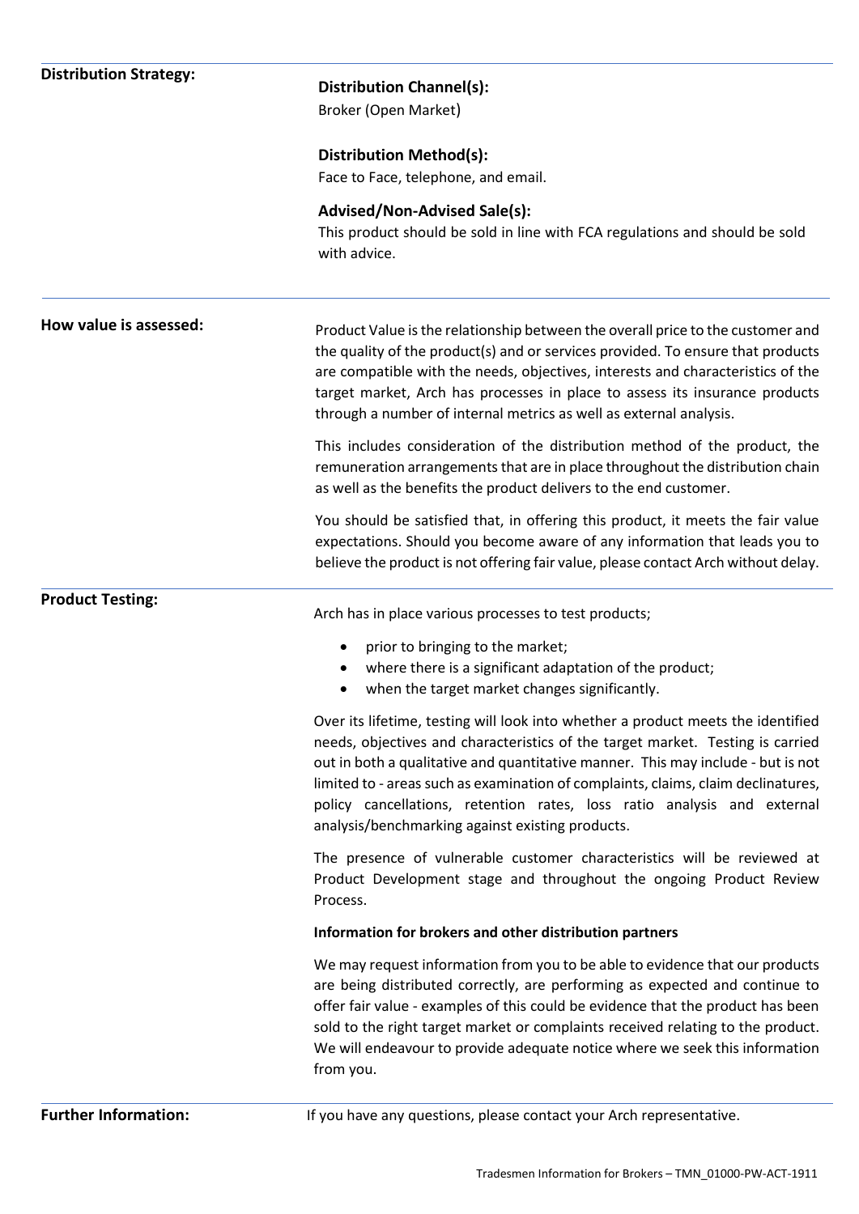**Distribution Strategy:**

**Distribution Channel(s):**
Broker (Open Market)

**Distribution Method(s):**
Face to Face, telephone, and email.

**Advised/Non-Advised Sale(s):**
This product should be sold in line with FCA regulations and should be sold with advice.

**How value is assessed:**

Product Value is the relationship between the overall price to the customer and the quality of the product(s) and or services provided. To ensure that products are compatible with the needs, objectives, interests and characteristics of the target market, Arch has processes in place to assess its insurance products through a number of internal metrics as well as external analysis.

This includes consideration of the distribution method of the product, the remuneration arrangements that are in place throughout the distribution chain as well as the benefits the product delivers to the end customer.

You should be satisfied that, in offering this product, it meets the fair value expectations. Should you become aware of any information that leads you to believe the product is not offering fair value, please contact Arch without delay.

**Product Testing:**

Arch has in place various processes to test products;

- prior to bringing to the market;
- where there is a significant adaptation of the product;
- when the target market changes significantly.

Over its lifetime, testing will look into whether a product meets the identified needs, objectives and characteristics of the target market. Testing is carried out in both a qualitative and quantitative manner. This may include - but is not limited to - areas such as examination of complaints, claims, claim declinatures, policy cancellations, retention rates, loss ratio analysis and external analysis/benchmarking against existing products.

The presence of vulnerable customer characteristics will be reviewed at Product Development stage and throughout the ongoing Product Review Process.

**Information for brokers and other distribution partners**

We may request information from you to be able to evidence that our products are being distributed correctly, are performing as expected and continue to offer fair value - examples of this could be evidence that the product has been sold to the right target market or complaints received relating to the product. We will endeavour to provide adequate notice where we seek this information from you.

**Further Information:** If you have any questions, please contact your Arch representative.